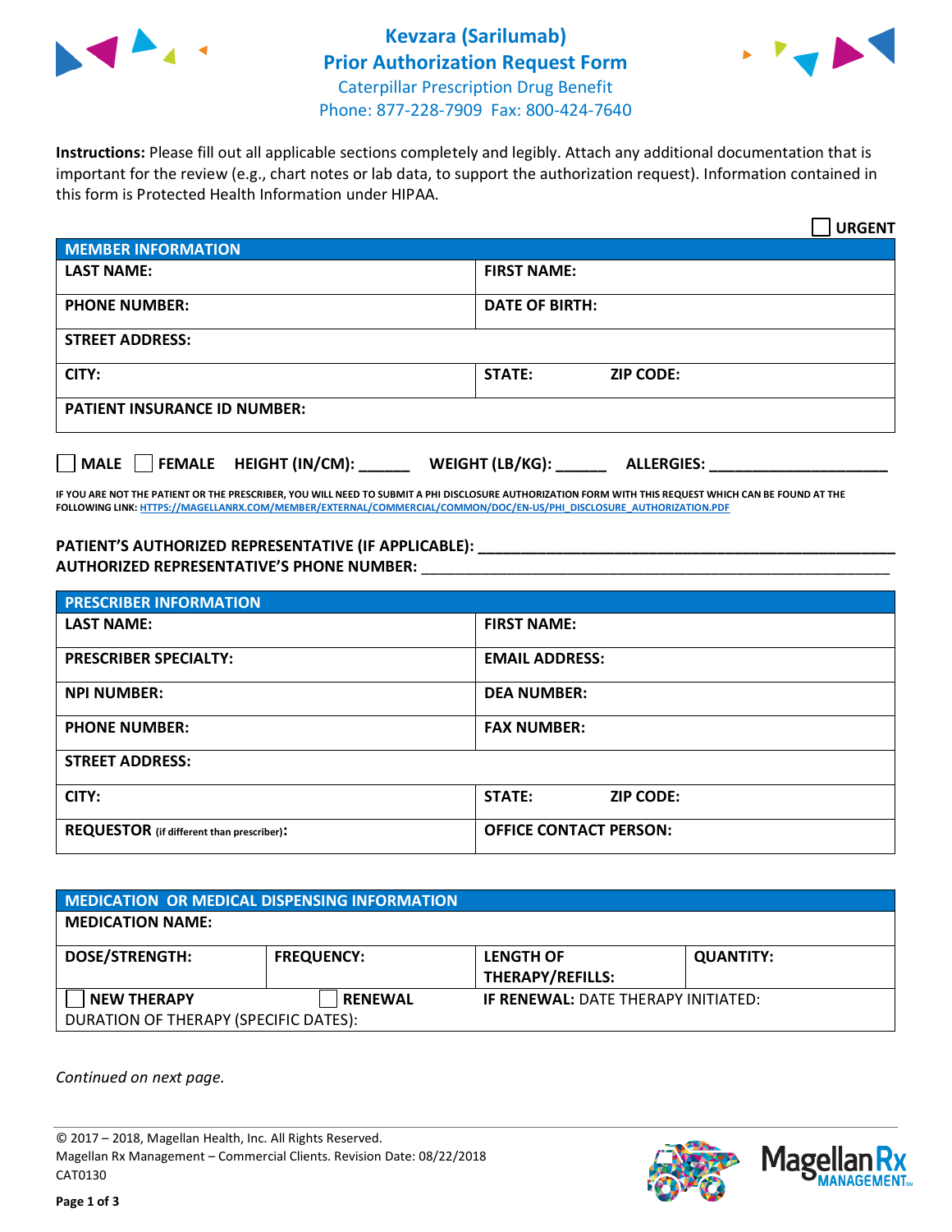# Kevzara (Sarilumab)
## Prior Authorization Request Form
Caterpillar Prescription Drug Benefit
Phone: 877-228-7909 Fax: 800-424-7640

**Instructions:** Please fill out all applicable sections completely and legibly. Attach any additional documentation that is important for the review (e.g., chart notes or lab data, to support the authorization request). Information contained in this form is Protected Health Information under HIPAA.

☐ **URGENT**

| **MEMBER INFORMATION** | |
|---|---|
| **LAST NAME:** | **FIRST NAME:** |
| **PHONE NUMBER:** | **DATE OF BIRTH:** |
| **STREET ADDRESS:** | |
| **CITY:** | **STATE:** **ZIP CODE:** |
| **PATIENT INSURANCE ID NUMBER:** | |

☐ **MALE** ☐ **FEMALE** **HEIGHT (IN/CM):** ______ **WEIGHT (LB/KG):** ______ **ALLERGIES:** ____________________

**IF YOU ARE NOT THE PATIENT OR THE PRESCRIBER, YOU WILL NEED TO SUBMIT A PHI DISCLOSURE AUTHORIZATION FORM WITH THIS REQUEST WHICH CAN BE FOUND AT THE FOLLOWING LINK:** HTTPS://MAGELLANRX.COM/MEMBER/EXTERNAL/COMMERCIAL/COMMON/DOC/EN-US/PHI_DISCLOSURE_AUTHORIZATION.PDF

**PATIENT'S AUTHORIZED REPRESENTATIVE (IF APPLICABLE):** ____________________
**AUTHORIZED REPRESENTATIVE'S PHONE NUMBER:** ____________________

| **PRESCRIBER INFORMATION** | |
|---|---|
| **LAST NAME:** | **FIRST NAME:** |
| **PRESCRIBER SPECIALTY:** | **EMAIL ADDRESS:** |
| **NPI NUMBER:** | **DEA NUMBER:** |
| **PHONE NUMBER:** | **FAX NUMBER:** |
| **STREET ADDRESS:** | |
| **CITY:** | **STATE:** **ZIP CODE:** |
| **REQUESTOR** (if different than prescriber)**:** | **OFFICE CONTACT PERSON:** |

| **MEDICATION OR MEDICAL DISPENSING INFORMATION** | | | |
|---|---|---|---|
| **MEDICATION NAME:** | | | |
| **DOSE/STRENGTH:** | **FREQUENCY:** | **LENGTH OF THERAPY/REFILLS:** | **QUANTITY:** |
| ☐ **NEW THERAPY** | ☐ **RENEWAL** | **IF RENEWAL:** DATE THERAPY INITIATED: | |
| DURATION OF THERAPY (SPECIFIC DATES): | | | |

*Continued on next page.*

© 2017 – 2018, Magellan Health, Inc. All Rights Reserved.
Magellan Rx Management – Commercial Clients. Revision Date: 08/22/2018
CAT0130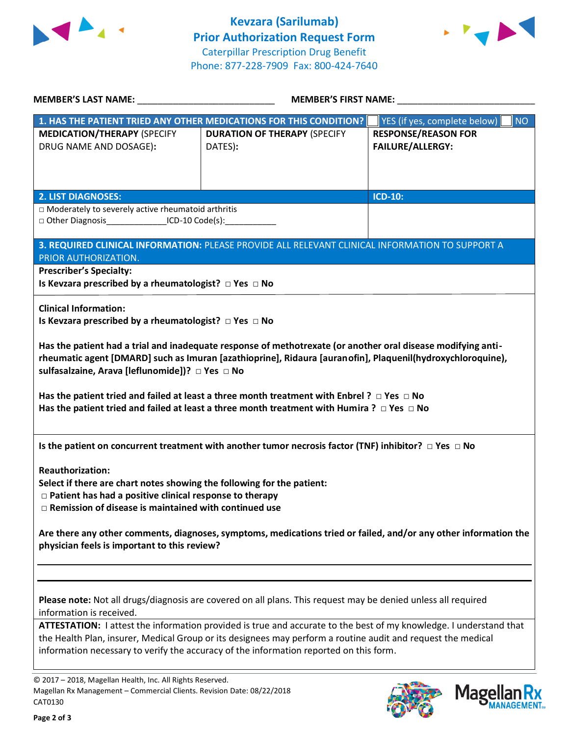# Kevzara (Sarilumab)
## Prior Authorization Request Form
Caterpillar Prescription Drug Benefit
Phone: 877-228-7909 Fax: 800-424-7640

**MEMBER'S LAST NAME:** ___________________________ **MEMBER'S FIRST NAME:** ___________________________

| **1. HAS THE PATIENT TRIED ANY OTHER MEDICATIONS FOR THIS CONDITION?** | | ☐ YES (if yes, complete below) ☐ NO |
|---|---|---|
| **MEDICATION/THERAPY** (SPECIFY DRUG NAME AND DOSAGE): | **DURATION OF THERAPY** (SPECIFY DATES): | **RESPONSE/REASON FOR FAILURE/ALLERGY:** |
| | | |

| **2. LIST DIAGNOSES:** | **ICD-10:** |
|---|---|
| ☐ Moderately to severely active rheumatoid arthritis<br>☐ Other Diagnosis_____________ICD-10 Code(s):___________ | |

**3. REQUIRED CLINICAL INFORMATION:** PLEASE PROVIDE ALL RELEVANT CLINICAL INFORMATION TO SUPPORT A PRIOR AUTHORIZATION.

**Prescriber's Specialty:**
**Is Kevzara prescribed by a rheumatologist?** ☐ **Yes** ☐ **No**

**Clinical Information:**
**Is Kevzara prescribed by a rheumatologist?** ☐ **Yes** ☐ **No**

**Has the patient had a trial and inadequate response of methotrexate (or another oral disease modifying anti-rheumatic agent [DMARD] such as Imuran [azathioprine], Ridaura [auranofin], Plaquenil(hydroxychloroquine), sulfasalzaine, Arava [leflunomide])?** ☐ **Yes** ☐ **No**

**Has the patient tried and failed at least a three month treatment with Enbrel ?** ☐ **Yes** ☐ **No**
**Has the patient tried and failed at least a three month treatment with Humira ?** ☐ **Yes** ☐ **No**

**Is the patient on concurrent treatment with another tumor necrosis factor (TNF) inhibitor?** ☐ **Yes** ☐ **No**

**Reauthorization:**
**Select if there are chart notes showing the following for the patient:**
- ☐ **Patient has had a positive clinical response to therapy**
- ☐ **Remission of disease is maintained with continued use**

**Are there any other comments, diagnoses, symptoms, medications tried or failed, and/or any other information the physician feels is important to this review?**

___________________________________________________________________________

___________________________________________________________________________

**Please note:** Not all drugs/diagnosis are covered on all plans. This request may be denied unless all required information is received.

**ATTESTATION:** I attest the information provided is true and accurate to the best of my knowledge. I understand that the Health Plan, insurer, Medical Group or its designees may perform a routine audit and request the medical information necessary to verify the accuracy of the information reported on this form.

© 2017 – 2018, Magellan Health, Inc. All Rights Reserved.
Magellan Rx Management – Commercial Clients. Revision Date: 08/22/2018
CAT0130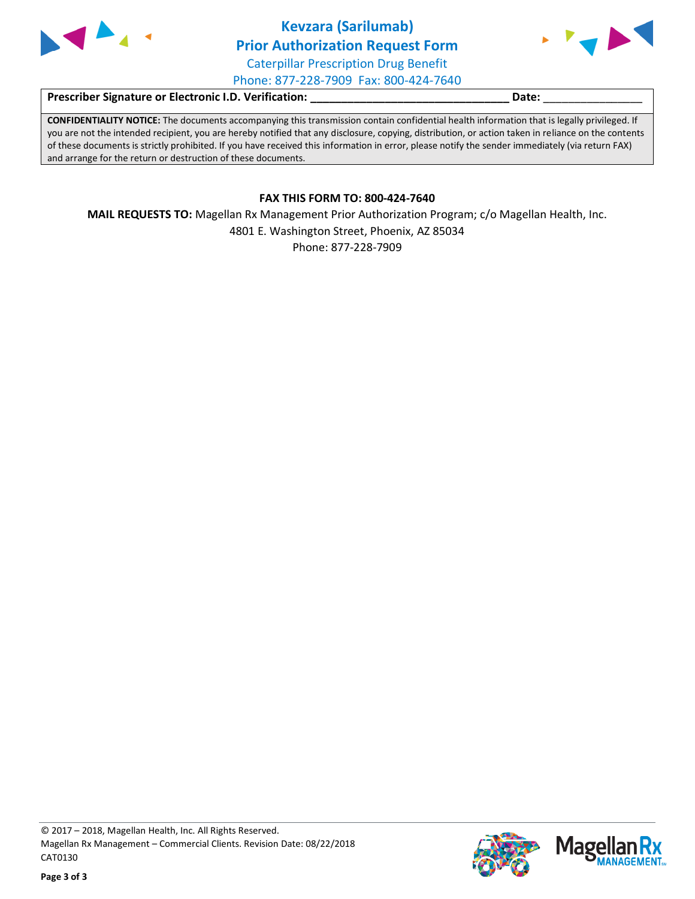**Prescriber Signature or Electronic I.D. Verification:** ________________________________ **Date:** ________________

**CONFIDENTIALITY NOTICE:** The documents accompanying this transmission contain confidential health information that is legally privileged. If you are not the intended recipient, you are hereby notified that any disclosure, copying, distribution, or action taken in reliance on the contents of these documents is strictly prohibited. If you have received this information in error, please notify the sender immediately (via return FAX) and arrange for the return or destruction of these documents.

**FAX THIS FORM TO: 800-424-7640**

**MAIL REQUESTS TO:** Magellan Rx Management Prior Authorization Program; c/o Magellan Health, Inc.
4801 E. Washington Street, Phoenix, AZ 85034
Phone: 877-228-7909

© 2017 – 2018, Magellan Health, Inc. All Rights Reserved.
Magellan Rx Management – Commercial Clients. Revision Date: 08/22/2018
CAT0130